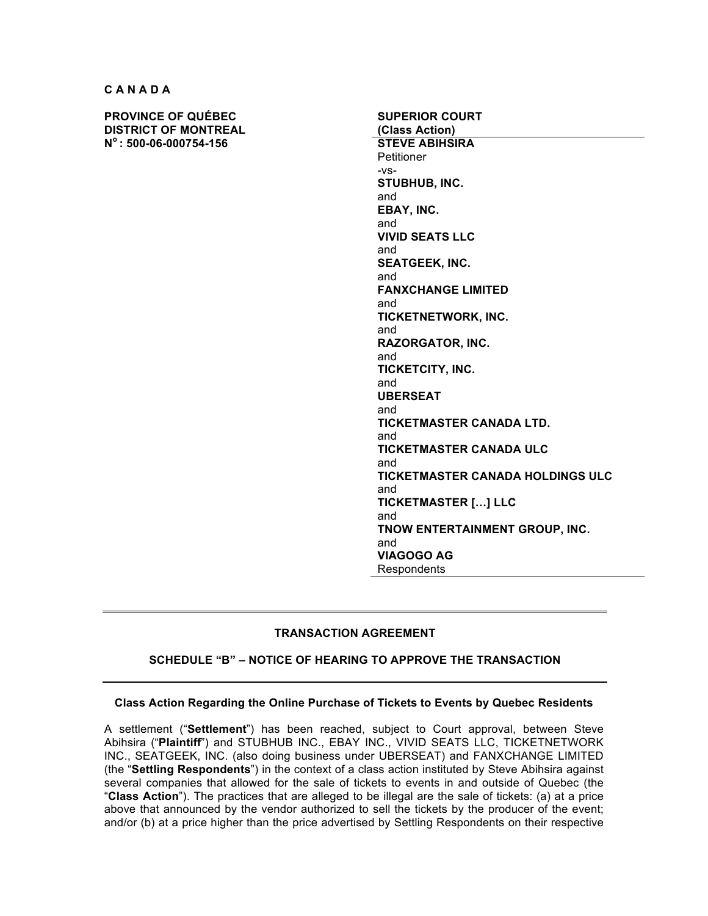**C A N A D A**

**PROVINCE OF QUÉBEC**
**DISTRICT OF MONTREAL**
**N$^{o}$ : 500-06-000754-156**

**SUPERIOR COURT**
**(Class Action)**

**STEVE ABIHSIRA**
Petitioner

-vs-

**STUBHUB, INC.**
and
**EBAY, INC.**
and
**VIVID SEATS LLC**
and
**SEATGEEK, INC.**
and
**FANXCHANGE LIMITED**
and
**TICKETNETWORK, INC.**
and
**RAZORGATOR, INC.**
and
**TICKETCITY, INC.**
and
**UBERSEAT**
and
**TICKETMASTER CANADA LTD.**
and
**TICKETMASTER CANADA ULC**
and
**TICKETMASTER CANADA HOLDINGS ULC**
and
**TICKETMASTER […] LLC**
and
**TNOW ENTERTAINMENT GROUP, INC.**
and
**VIAGOGO AG**
Respondents

---

## TRANSACTION AGREEMENT

## SCHEDULE "B" – NOTICE OF HEARING TO APPROVE THE TRANSACTION

---

### Class Action Regarding the Online Purchase of Tickets to Events by Quebec Residents

A settlement ("**Settlement**") has been reached, subject to Court approval, between Steve Abihsira ("**Plaintiff**") and STUBHUB INC., EBAY INC., VIVID SEATS LLC, TICKETNETWORK INC., SEATGEEK, INC. (also doing business under UBERSEAT) and FANXCHANGE LIMITED (the "**Settling Respondents**") in the context of a class action instituted by Steve Abihsira against several companies that allowed for the sale of tickets to events in and outside of Quebec (the "**Class Action**"). The practices that are alleged to be illegal are the sale of tickets: (a) at a price above that announced by the vendor authorized to sell the tickets by the producer of the event; and/or (b) at a price higher than the price advertised by Settling Respondents on their respective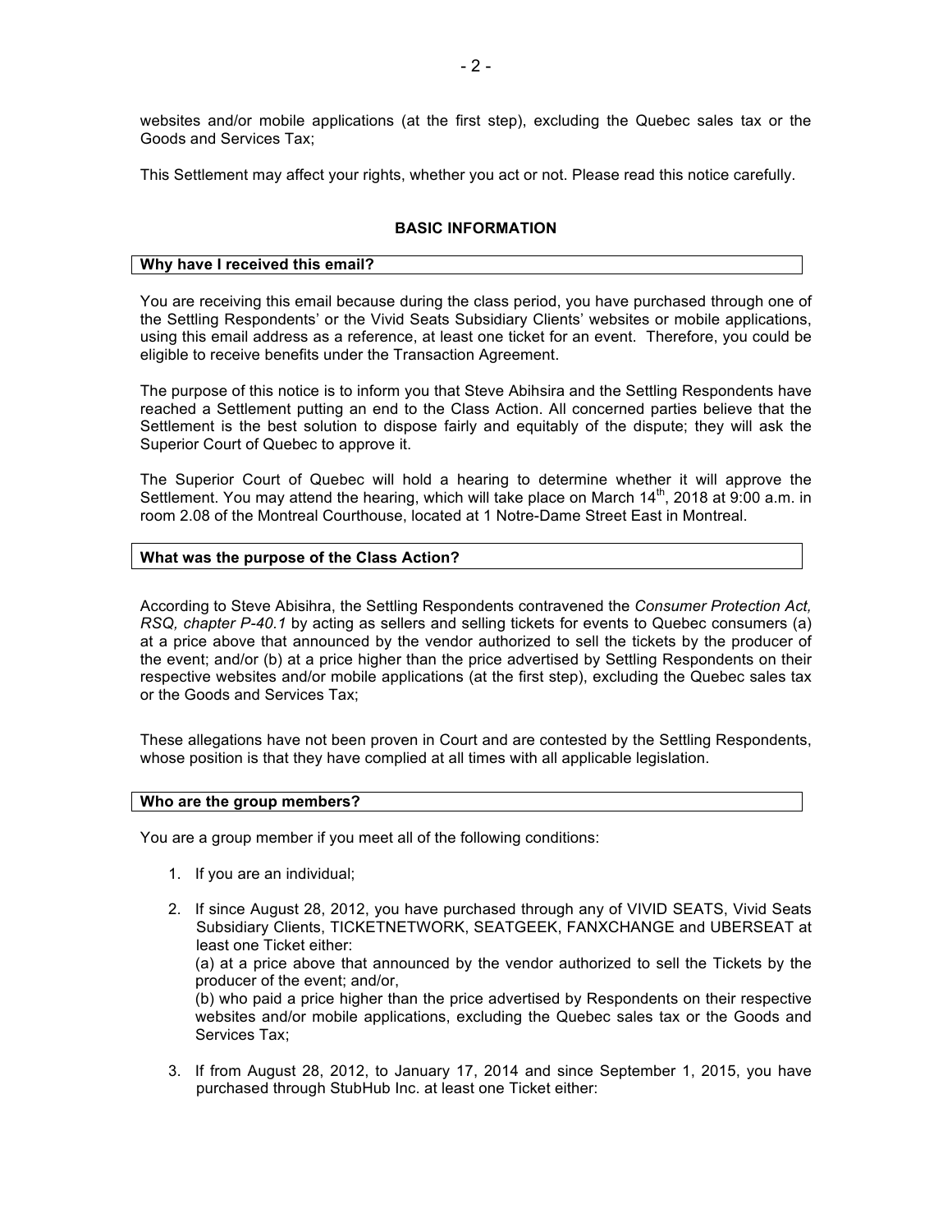websites and/or mobile applications (at the first step), excluding the Quebec sales tax or the Goods and Services Tax;

This Settlement may affect your rights, whether you act or not. Please read this notice carefully.

## BASIC INFORMATION

### Why have I received this email?

You are receiving this email because during the class period, you have purchased through one of the Settling Respondents' or the Vivid Seats Subsidiary Clients' websites or mobile applications, using this email address as a reference, at least one ticket for an event. Therefore, you could be eligible to receive benefits under the Transaction Agreement.

The purpose of this notice is to inform you that Steve Abihsira and the Settling Respondents have reached a Settlement putting an end to the Class Action. All concerned parties believe that the Settlement is the best solution to dispose fairly and equitably of the dispute; they will ask the Superior Court of Quebec to approve it.

The Superior Court of Quebec will hold a hearing to determine whether it will approve the Settlement. You may attend the hearing, which will take place on March 14th, 2018 at 9:00 a.m. in room 2.08 of the Montreal Courthouse, located at 1 Notre-Dame Street East in Montreal.

### What was the purpose of the Class Action?

According to Steve Abisihra, the Settling Respondents contravened the *Consumer Protection Act, RSQ, chapter P-40.1* by acting as sellers and selling tickets for events to Quebec consumers (a) at a price above that announced by the vendor authorized to sell the tickets by the producer of the event; and/or (b) at a price higher than the price advertised by Settling Respondents on their respective websites and/or mobile applications (at the first step), excluding the Quebec sales tax or the Goods and Services Tax;

These allegations have not been proven in Court and are contested by the Settling Respondents, whose position is that they have complied at all times with all applicable legislation.

### Who are the group members?

You are a group member if you meet all of the following conditions:

1. If you are an individual;
2. If since August 28, 2012, you have purchased through any of VIVID SEATS, Vivid Seats Subsidiary Clients, TICKETNETWORK, SEATGEEK, FANXCHANGE and UBERSEAT at least one Ticket either:
   (a) at a price above that announced by the vendor authorized to sell the Tickets by the producer of the event; and/or,
   (b) who paid a price higher than the price advertised by Respondents on their respective websites and/or mobile applications, excluding the Quebec sales tax or the Goods and Services Tax;
3. If from August 28, 2012, to January 17, 2014 and since September 1, 2015, you have purchased through StubHub Inc. at least one Ticket either: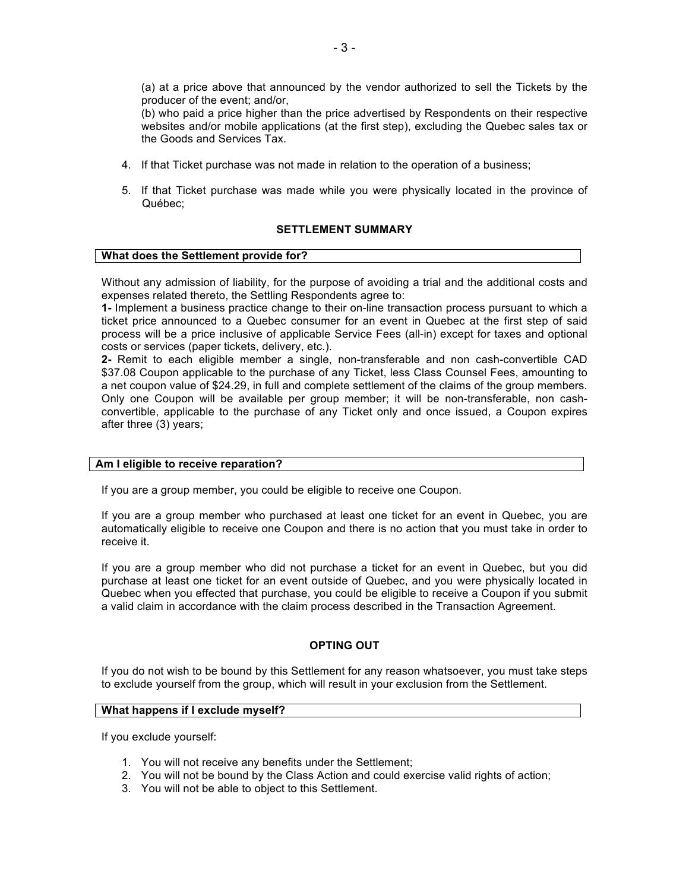(a) at a price above that announced by the vendor authorized to sell the Tickets by the producer of the event; and/or,
(b) who paid a price higher than the price advertised by Respondents on their respective websites and/or mobile applications (at the first step), excluding the Quebec sales tax or the Goods and Services Tax.

4. If that Ticket purchase was not made in relation to the operation of a business;
5. If that Ticket purchase was made while you were physically located in the province of Québec;

## SETTLEMENT SUMMARY

### What does the Settlement provide for?

Without any admission of liability, for the purpose of avoiding a trial and the additional costs and expenses related thereto, the Settling Respondents agree to:

**1-** Implement a business practice change to their on-line transaction process pursuant to which a ticket price announced to a Quebec consumer for an event in Quebec at the first step of said process will be a price inclusive of applicable Service Fees (all-in) except for taxes and optional costs or services (paper tickets, delivery, etc.).

**2-** Remit to each eligible member a single, non-transferable and non cash-convertible CAD $37.08 Coupon applicable to the purchase of any Ticket, less Class Counsel Fees, amounting to a net coupon value of $24.29, in full and complete settlement of the claims of the group members. Only one Coupon will be available per group member; it will be non-transferable, non cash-convertible, applicable to the purchase of any Ticket only and once issued, a Coupon expires after three (3) years;

### Am I eligible to receive reparation?

If you are a group member, you could be eligible to receive one Coupon.

If you are a group member who purchased at least one ticket for an event in Quebec, you are automatically eligible to receive one Coupon and there is no action that you must take in order to receive it.

If you are a group member who did not purchase a ticket for an event in Quebec, but you did purchase at least one ticket for an event outside of Quebec, and you were physically located in Quebec when you effected that purchase, you could be eligible to receive a Coupon if you submit a valid claim in accordance with the claim process described in the Transaction Agreement.

## OPTING OUT

If you do not wish to be bound by this Settlement for any reason whatsoever, you must take steps to exclude yourself from the group, which will result in your exclusion from the Settlement.

### What happens if I exclude myself?

If you exclude yourself:

1. You will not receive any benefits under the Settlement;
2. You will not be bound by the Class Action and could exercise valid rights of action;
3. You will not be able to object to this Settlement.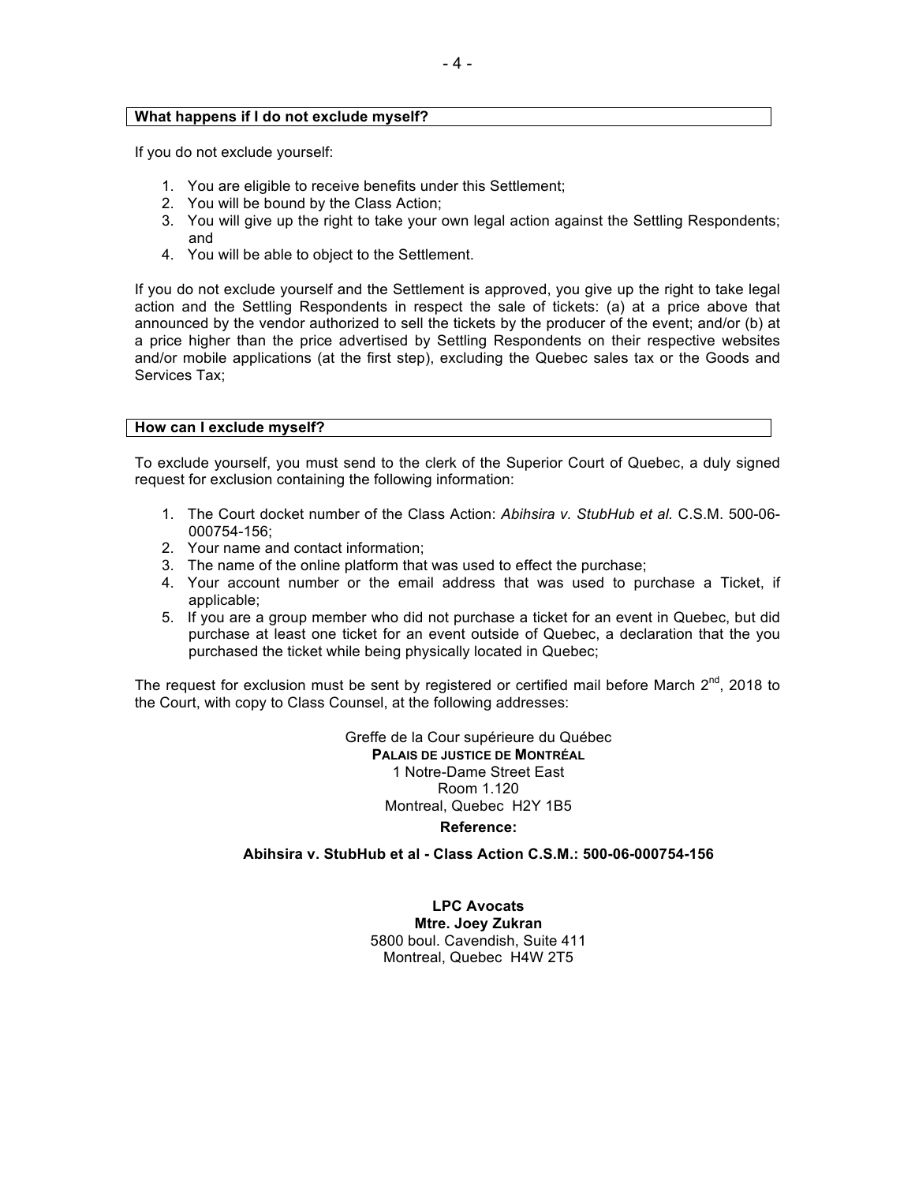## What happens if I do not exclude myself?

If you do not exclude yourself:

1. You are eligible to receive benefits under this Settlement;
2. You will be bound by the Class Action;
3. You will give up the right to take your own legal action against the Settling Respondents; and
4. You will be able to object to the Settlement.

If you do not exclude yourself and the Settlement is approved, you give up the right to take legal action and the Settling Respondents in respect the sale of tickets: (a) at a price above that announced by the vendor authorized to sell the tickets by the producer of the event; and/or (b) at a price higher than the price advertised by Settling Respondents on their respective websites and/or mobile applications (at the first step), excluding the Quebec sales tax or the Goods and Services Tax;

## How can I exclude myself?

To exclude yourself, you must send to the clerk of the Superior Court of Quebec, a duly signed request for exclusion containing the following information:

1. The Court docket number of the Class Action: *Abihsira v. StubHub et al.* C.S.M. 500-06-000754-156;
2. Your name and contact information;
3. The name of the online platform that was used to effect the purchase;
4. Your account number or the email address that was used to purchase a Ticket, if applicable;
5. If you are a group member who did not purchase a ticket for an event in Quebec, but did purchase at least one ticket for an event outside of Quebec, a declaration that the you purchased the ticket while being physically located in Quebec;

The request for exclusion must be sent by registered or certified mail before March 2nd, 2018 to the Court, with copy to Class Counsel, at the following addresses:

Greffe de la Cour supérieure du Québec
**PALAIS DE JUSTICE DE MONTRÉAL**
1 Notre-Dame Street East
Room 1.120
Montreal, Quebec H2Y 1B5

**Reference:**

**Abihsira v. StubHub et al - Class Action C.S.M.: 500-06-000754-156**

**LPC Avocats**
**Mtre. Joey Zukran**
5800 boul. Cavendish, Suite 411
Montreal, Quebec H4W 2T5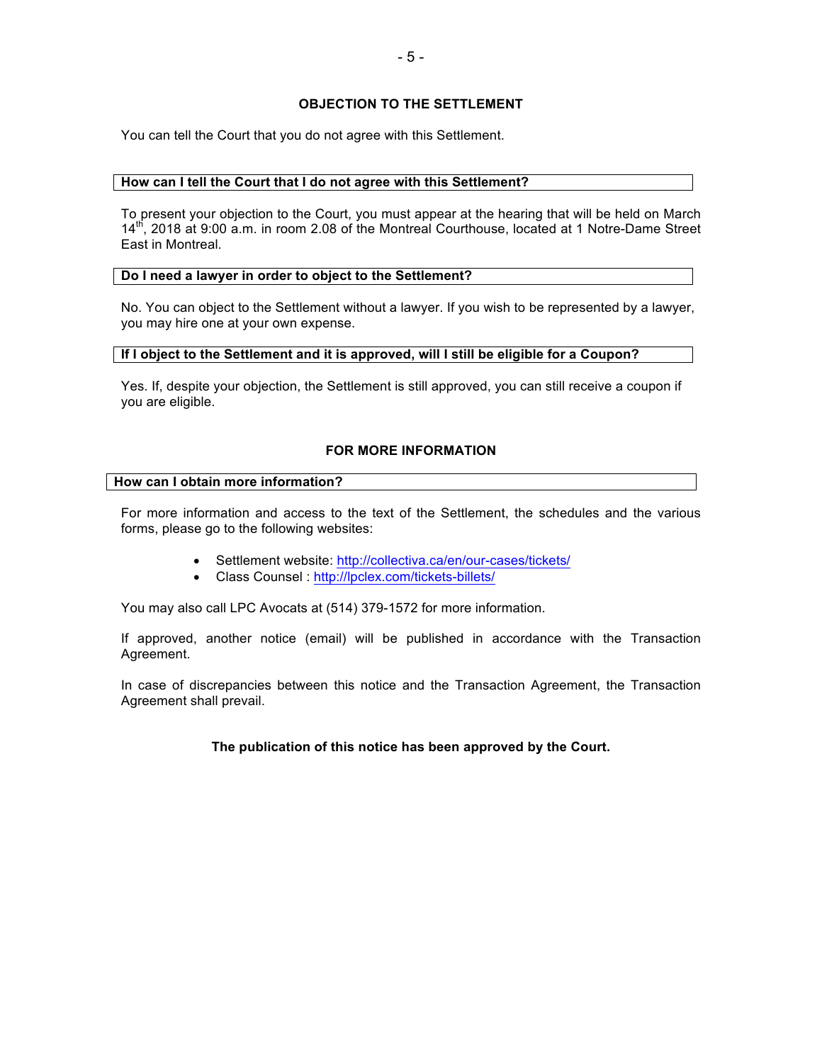## OBJECTION TO THE SETTLEMENT

You can tell the Court that you do not agree with this Settlement.

### How can I tell the Court that I do not agree with this Settlement?

To present your objection to the Court, you must appear at the hearing that will be held on March 14th, 2018 at 9:00 a.m. in room 2.08 of the Montreal Courthouse, located at 1 Notre-Dame Street East in Montreal.

### Do I need a lawyer in order to object to the Settlement?

No. You can object to the Settlement without a lawyer. If you wish to be represented by a lawyer, you may hire one at your own expense.

### If I object to the Settlement and it is approved, will I still be eligible for a Coupon?

Yes. If, despite your objection, the Settlement is still approved, you can still receive a coupon if you are eligible.

## FOR MORE INFORMATION

### How can I obtain more information?

For more information and access to the text of the Settlement, the schedules and the various forms, please go to the following websites:

- Settlement website: http://collectiva.ca/en/our-cases/tickets/
- Class Counsel : http://lpclex.com/tickets-billets/

You may also call LPC Avocats at (514) 379-1572 for more information.

If approved, another notice (email) will be published in accordance with the Transaction Agreement.

In case of discrepancies between this notice and the Transaction Agreement, the Transaction Agreement shall prevail.

**The publication of this notice has been approved by the Court.**